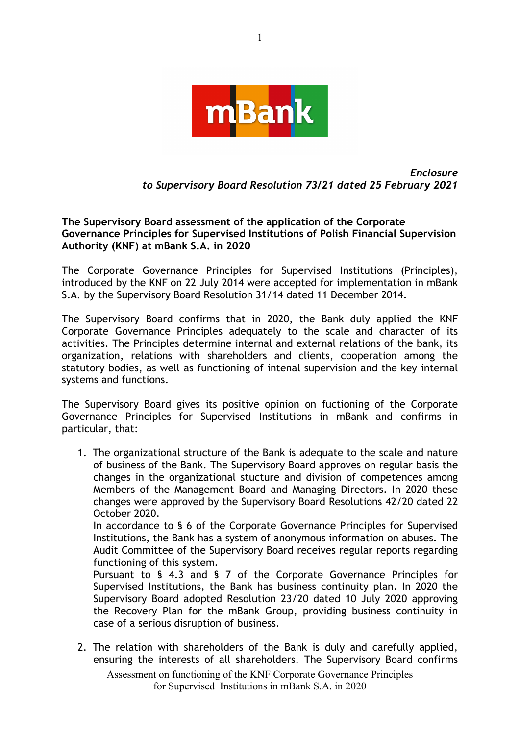*Enclosure*
*to Supervisory Board Resolution 73/21 dated 25 February 2021*

**The Supervisory Board assessment of the application of the Corporate Governance Principles for Supervised Institutions of Polish Financial Supervision Authority (KNF) at mBank S.A. in 2020**

The Corporate Governance Principles for Supervised Institutions (Principles), introduced by the KNF on 22 July 2014 were accepted for implementation in mBank S.A. by the Supervisory Board Resolution 31/14 dated 11 December 2014.

The Supervisory Board confirms that in 2020, the Bank duly applied the KNF Corporate Governance Principles adequately to the scale and character of its activities. The Principles determine internal and external relations of the bank, its organization, relations with shareholders and clients, cooperation among the statutory bodies, as well as functioning of intenal supervision and the key internal systems and functions.

The Supervisory Board gives its positive opinion on fuctioning of the Corporate Governance Principles for Supervised Institutions in mBank and confirms in particular, that:

1. The organizational structure of the Bank is adequate to the scale and nature of business of the Bank. The Supervisory Board approves on regular basis the changes in the organizational stucture and division of competences among Members of the Management Board and Managing Directors. In 2020 these changes were approved by the Supervisory Board Resolutions 42/20 dated 22 October 2020.
   In accordance to § 6 of the Corporate Governance Principles for Supervised Institutions, the Bank has a system of anonymous information on abuses. The Audit Committee of the Supervisory Board receives regular reports regarding functioning of this system.
   Pursuant to § 4.3 and § 7 of the Corporate Governance Principles for Supervised Institutions, the Bank has business continuity plan. In 2020 the Supervisory Board adopted Resolution 23/20 dated 10 July 2020 approving the Recovery Plan for the mBank Group, providing business continuity in case of a serious disruption of business.

2. The relation with shareholders of the Bank is duly and carefully applied, ensuring the interests of all shareholders. The Supervisory Board confirms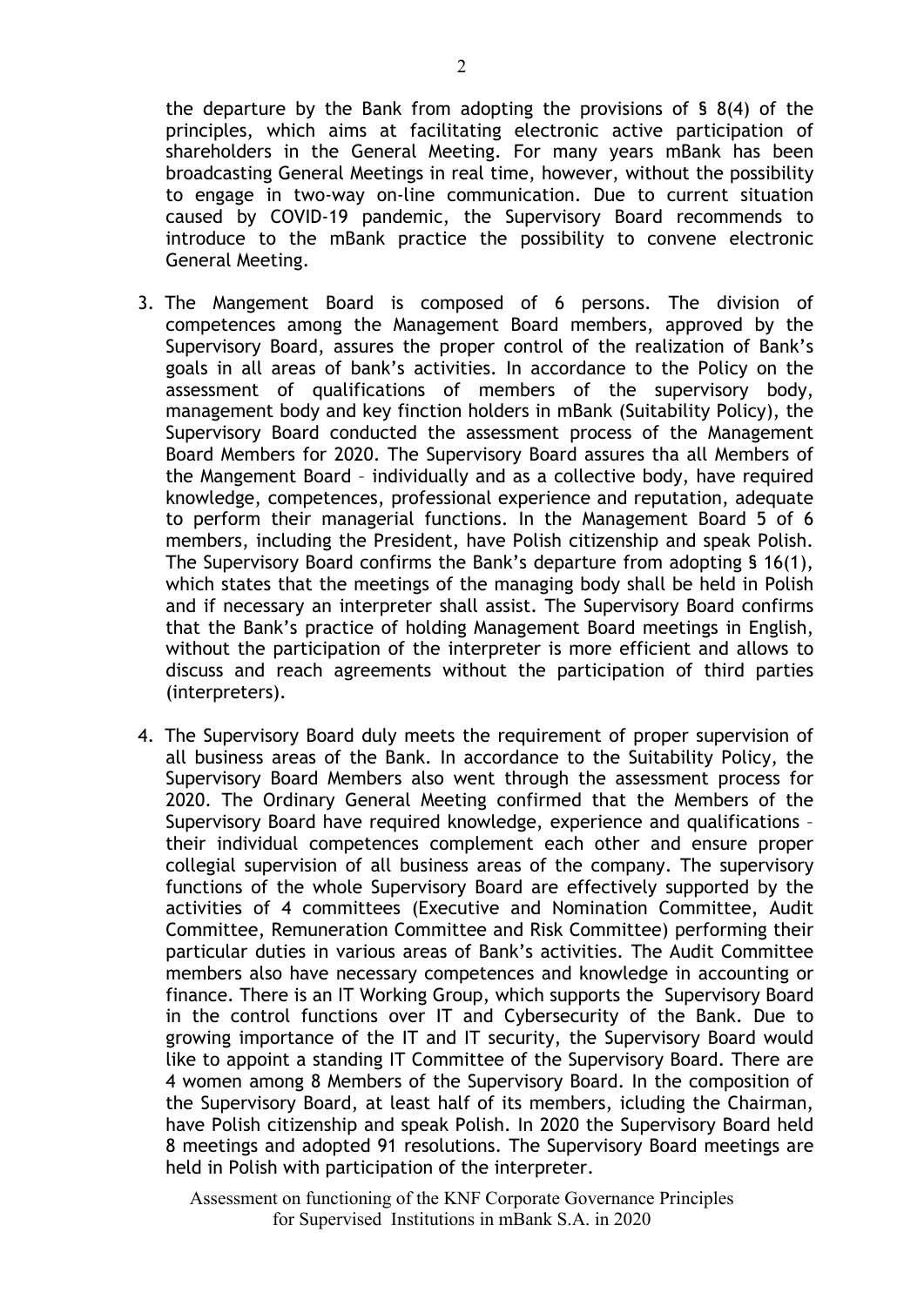the departure by the Bank from adopting the provisions of § 8(4) of the principles, which aims at facilitating electronic active participation of shareholders in the General Meeting. For many years mBank has been broadcasting General Meetings in real time, however, without the possibility to engage in two-way on-line communication. Due to current situation caused by COVID-19 pandemic, the Supervisory Board recommends to introduce to the mBank practice the possibility to convene electronic General Meeting.

3. The Mangement Board is composed of 6 persons. The division of competences among the Management Board members, approved by the Supervisory Board, assures the proper control of the realization of Bank's goals in all areas of bank's activities. In accordance to the Policy on the assessment of qualifications of members of the supervisory body, management body and key finction holders in mBank (Suitability Policy), the Supervisory Board conducted the assessment process of the Management Board Members for 2020. The Supervisory Board assures tha all Members of the Mangement Board – individually and as a collective body, have required knowledge, competences, professional experience and reputation, adequate to perform their managerial functions. In the Management Board 5 of 6 members, including the President, have Polish citizenship and speak Polish. The Supervisory Board confirms the Bank's departure from adopting § 16(1), which states that the meetings of the managing body shall be held in Polish and if necessary an interpreter shall assist. The Supervisory Board confirms that the Bank's practice of holding Management Board meetings in English, without the participation of the interpreter is more efficient and allows to discuss and reach agreements without the participation of third parties (interpreters).

4. The Supervisory Board duly meets the requirement of proper supervision of all business areas of the Bank. In accordance to the Suitability Policy, the Supervisory Board Members also went through the assessment process for 2020. The Ordinary General Meeting confirmed that the Members of the Supervisory Board have required knowledge, experience and qualifications – their individual competences complement each other and ensure proper collegial supervision of all business areas of the company. The supervisory functions of the whole Supervisory Board are effectively supported by the activities of 4 committees (Executive and Nomination Committee, Audit Committee, Remuneration Committee and Risk Committee) performing their particular duties in various areas of Bank's activities. The Audit Committee members also have necessary competences and knowledge in accounting or finance. There is an IT Working Group, which supports the Supervisory Board in the control functions over IT and Cybersecurity of the Bank. Due to growing importance of the IT and IT security, the Supervisory Board would like to appoint a standing IT Committee of the Supervisory Board. There are 4 women among 8 Members of the Supervisory Board. In the composition of the Supervisory Board, at least half of its members, icluding the Chairman, have Polish citizenship and speak Polish. In 2020 the Supervisory Board held 8 meetings and adopted 91 resolutions. The Supervisory Board meetings are held in Polish with participation of the interpreter.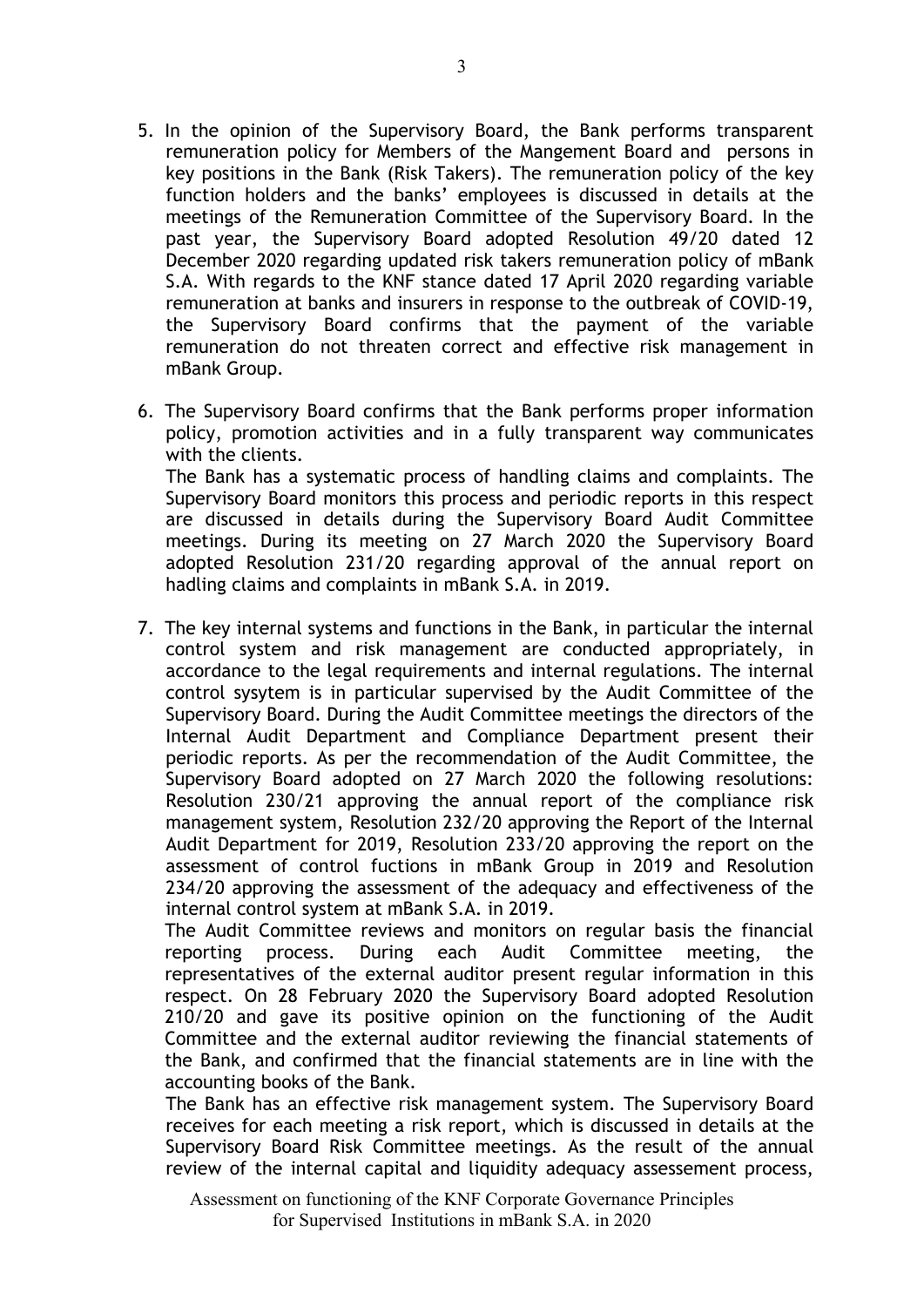5. In the opinion of the Supervisory Board, the Bank performs transparent remuneration policy for Members of the Mangement Board and persons in key positions in the Bank (Risk Takers). The remuneration policy of the key function holders and the banks' employees is discussed in details at the meetings of the Remuneration Committee of the Supervisory Board. In the past year, the Supervisory Board adopted Resolution 49/20 dated 12 December 2020 regarding updated risk takers remuneration policy of mBank S.A. With regards to the KNF stance dated 17 April 2020 regarding variable remuneration at banks and insurers in response to the outbreak of COVID-19, the Supervisory Board confirms that the payment of the variable remuneration do not threaten correct and effective risk management in mBank Group.

6. The Supervisory Board confirms that the Bank performs proper information policy, promotion activities and in a fully transparent way communicates with the clients.
   The Bank has a systematic process of handling claims and complaints. The Supervisory Board monitors this process and periodic reports in this respect are discussed in details during the Supervisory Board Audit Committee meetings. During its meeting on 27 March 2020 the Supervisory Board adopted Resolution 231/20 regarding approval of the annual report on hadling claims and complaints in mBank S.A. in 2019.

7. The key internal systems and functions in the Bank, in particular the internal control system and risk management are conducted appropriately, in accordance to the legal requirements and internal regulations. The internal control sysytem is in particular supervised by the Audit Committee of the Supervisory Board. During the Audit Committee meetings the directors of the Internal Audit Department and Compliance Department present their periodic reports. As per the recommendation of the Audit Committee, the Supervisory Board adopted on 27 March 2020 the following resolutions: Resolution 230/21 approving the annual report of the compliance risk management system, Resolution 232/20 approving the Report of the Internal Audit Department for 2019, Resolution 233/20 approving the report on the assessment of control fuctions in mBank Group in 2019 and Resolution 234/20 approving the assessment of the adequacy and effectiveness of the internal control system at mBank S.A. in 2019.
   The Audit Committee reviews and monitors on regular basis the financial reporting process. During each Audit Committee meeting, the representatives of the external auditor present regular information in this respect. On 28 February 2020 the Supervisory Board adopted Resolution 210/20 and gave its positive opinion on the functioning of the Audit Committee and the external auditor reviewing the financial statements of the Bank, and confirmed that the financial statements are in line with the accounting books of the Bank.
   The Bank has an effective risk management system. The Supervisory Board receives for each meeting a risk report, which is discussed in details at the Supervisory Board Risk Committee meetings. As the result of the annual review of the internal capital and liquidity adequacy assessement process,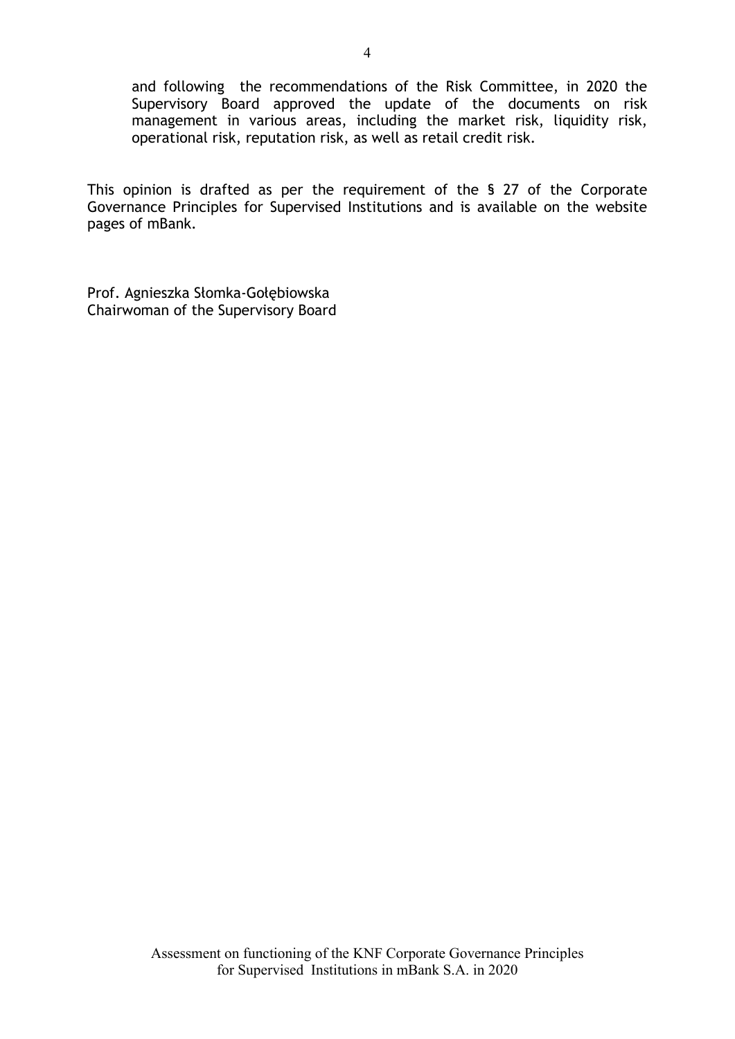and following the recommendations of the Risk Committee, in 2020 the Supervisory Board approved the update of the documents on risk management in various areas, including the market risk, liquidity risk, operational risk, reputation risk, as well as retail credit risk.

This opinion is drafted as per the requirement of the § 27 of the Corporate Governance Principles for Supervised Institutions and is available on the website pages of mBank.

Prof. Agnieszka Słomka-Gołębiowska
Chairwoman of the Supervisory Board